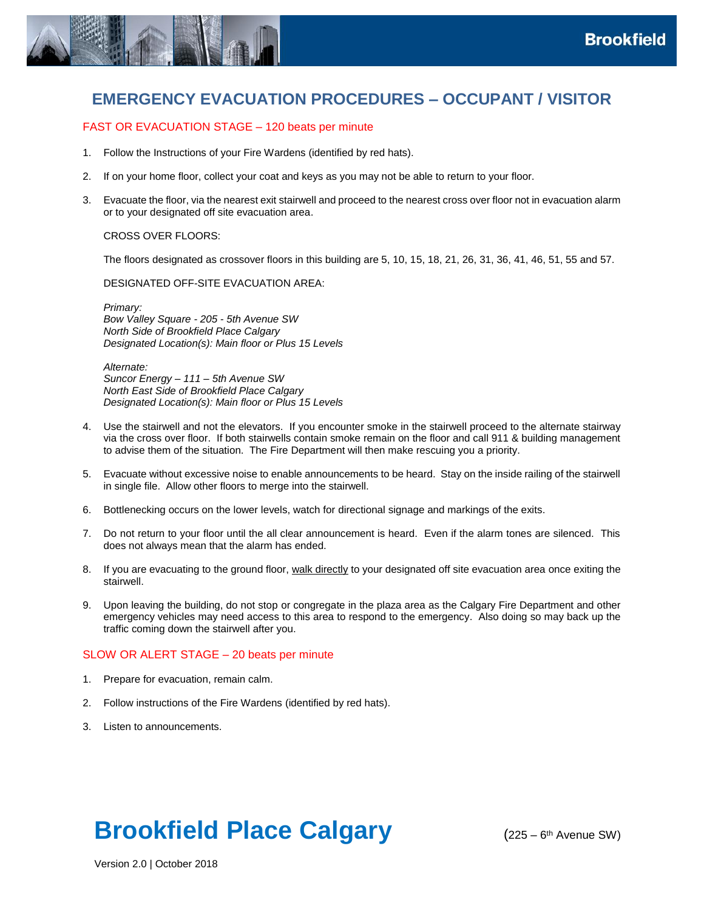# EMERGENCY EVACUATION PROCEDURES – OCCUPANT / VISITOR

## FAST OR EVACUATION STAGE – 120 beats per minute

1. Follow the Instructions of your Fire Wardens (identified by red hats).
2. If on your home floor, collect your coat and keys as you may not be able to return to your floor.
3. Evacuate the floor, via the nearest exit stairwell and proceed to the nearest cross over floor not in evacuation alarm or to your designated off site evacuation area.

   CROSS OVER FLOORS:

   The floors designated as crossover floors in this building are 5, 10, 15, 18, 21, 26, 31, 36, 41, 46, 51, 55 and 57.

   DESIGNATED OFF-SITE EVACUATION AREA:

   *Primary:*
   *Bow Valley Square - 205 - 5th Avenue SW*
   *North Side of Brookfield Place Calgary*
   *Designated Location(s): Main floor or Plus 15 Levels*

   *Alternate:*
   *Suncor Energy – 111 – 5th Avenue SW*
   *North East Side of Brookfield Place Calgary*
   *Designated Location(s): Main floor or Plus 15 Levels*

4. Use the stairwell and not the elevators. If you encounter smoke in the stairwell proceed to the alternate stairway via the cross over floor. If both stairwells contain smoke remain on the floor and call 911 & building management to advise them of the situation. The Fire Department will then make rescuing you a priority.
5. Evacuate without excessive noise to enable announcements to be heard. Stay on the inside railing of the stairwell in single file. Allow other floors to merge into the stairwell.
6. Bottlenecking occurs on the lower levels, watch for directional signage and markings of the exits.
7. Do not return to your floor until the all clear announcement is heard. Even if the alarm tones are silenced. This does not always mean that the alarm has ended.
8. If you are evacuating to the ground floor, <u>walk directly</u> to your designated off site evacuation area once exiting the stairwell.
9. Upon leaving the building, do not stop or congregate in the plaza area as the Calgary Fire Department and other emergency vehicles may need access to this area to respond to the emergency. Also doing so may back up the traffic coming down the stairwell after you.

## SLOW OR ALERT STAGE – 20 beats per minute

1. Prepare for evacuation, remain calm.
2. Follow instructions of the Fire Wardens (identified by red hats).
3. Listen to announcements.

**Brookfield Place Calgary** (225 – 6th Avenue SW)

Version 2.0 | October 2018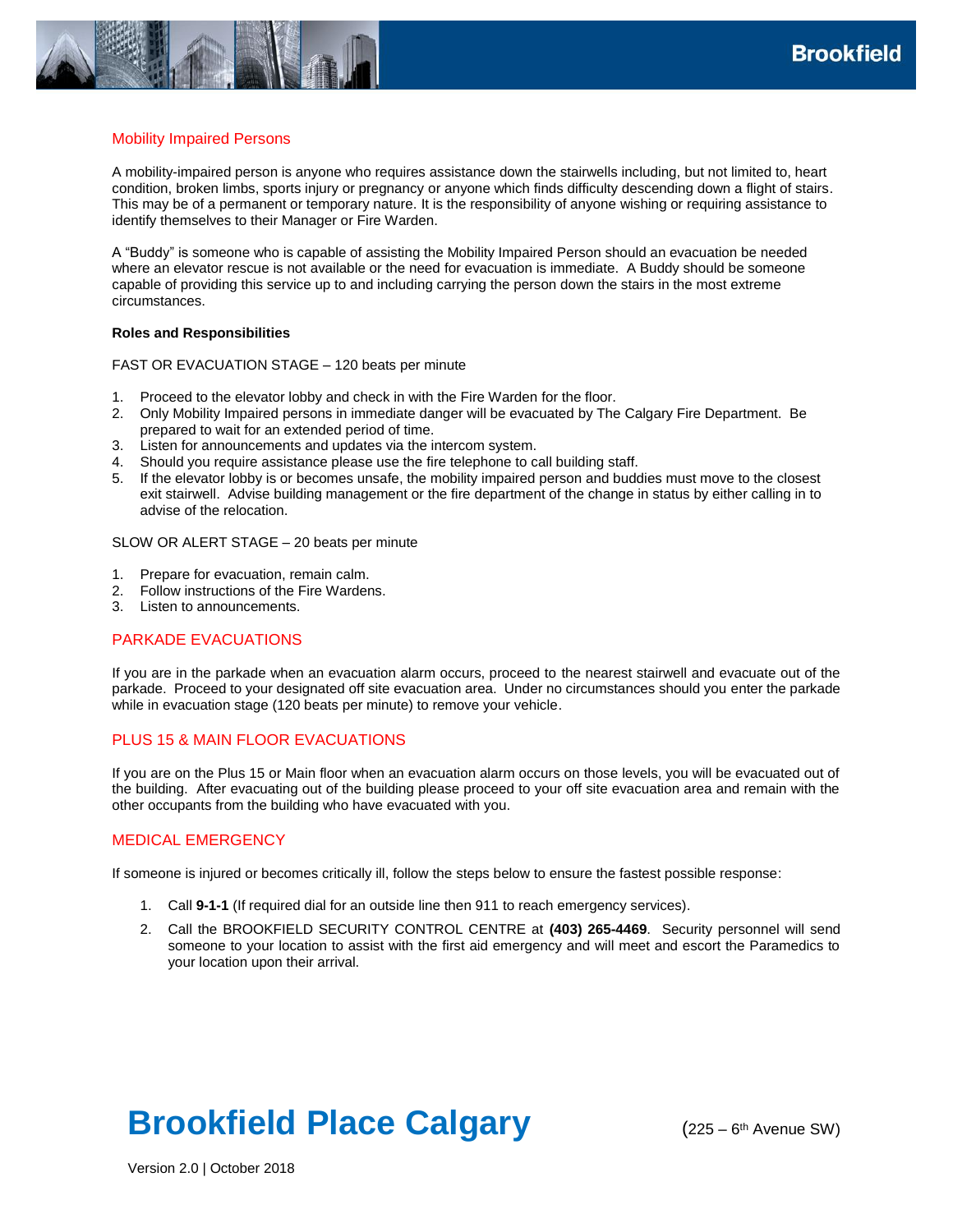## Mobility Impaired Persons

A mobility-impaired person is anyone who requires assistance down the stairwells including, but not limited to, heart condition, broken limbs, sports injury or pregnancy or anyone which finds difficulty descending down a flight of stairs. This may be of a permanent or temporary nature. It is the responsibility of anyone wishing or requiring assistance to identify themselves to their Manager or Fire Warden.

A "Buddy" is someone who is capable of assisting the Mobility Impaired Person should an evacuation be needed where an elevator rescue is not available or the need for evacuation is immediate. A Buddy should be someone capable of providing this service up to and including carrying the person down the stairs in the most extreme circumstances.

**Roles and Responsibilities**

FAST OR EVACUATION STAGE – 120 beats per minute

1. Proceed to the elevator lobby and check in with the Fire Warden for the floor.
2. Only Mobility Impaired persons in immediate danger will be evacuated by The Calgary Fire Department. Be prepared to wait for an extended period of time.
3. Listen for announcements and updates via the intercom system.
4. Should you require assistance please use the fire telephone to call building staff.
5. If the elevator lobby is or becomes unsafe, the mobility impaired person and buddies must move to the closest exit stairwell. Advise building management or the fire department of the change in status by either calling in to advise of the relocation.

SLOW OR ALERT STAGE – 20 beats per minute

1. Prepare for evacuation, remain calm.
2. Follow instructions of the Fire Wardens.
3. Listen to announcements.

## PARKADE EVACUATIONS

If you are in the parkade when an evacuation alarm occurs, proceed to the nearest stairwell and evacuate out of the parkade. Proceed to your designated off site evacuation area. Under no circumstances should you enter the parkade while in evacuation stage (120 beats per minute) to remove your vehicle.

## PLUS 15 & MAIN FLOOR EVACUATIONS

If you are on the Plus 15 or Main floor when an evacuation alarm occurs on those levels, you will be evacuated out of the building. After evacuating out of the building please proceed to your off site evacuation area and remain with the other occupants from the building who have evacuated with you.

## MEDICAL EMERGENCY

If someone is injured or becomes critically ill, follow the steps below to ensure the fastest possible response:

1. Call **9-1-1** (If required dial for an outside line then 911 to reach emergency services).
2. Call the BROOKFIELD SECURITY CONTROL CENTRE at **(403) 265-4469**. Security personnel will send someone to your location to assist with the first aid emergency and will meet and escort the Paramedics to your location upon their arrival.